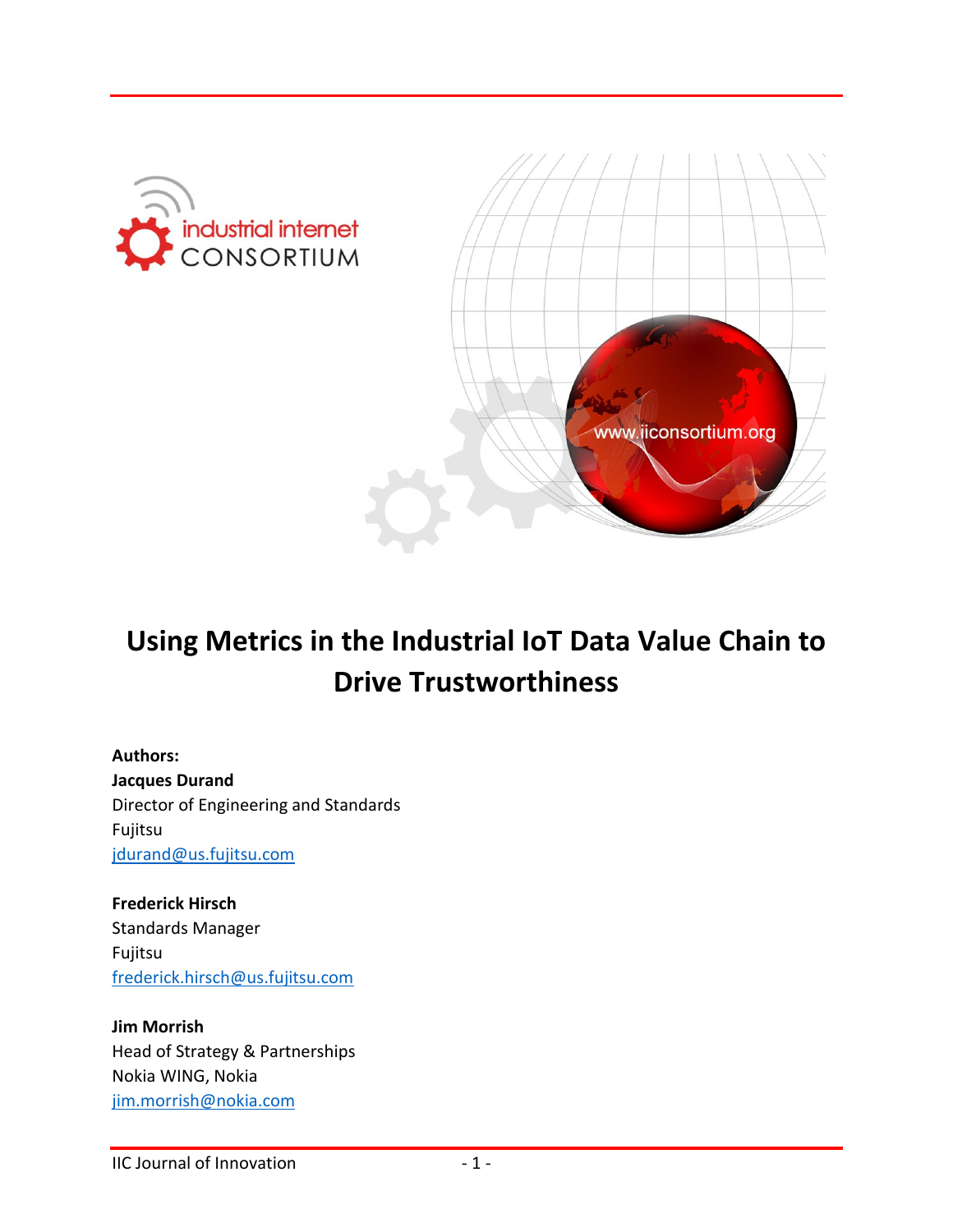# Using Metrics in the Industrial IoT Data Value Chain to Drive Trustworthiness

**Authors:**

**Jacques Durand**
Director of Engineering and Standards
Fujitsu
jdurand@us.fujitsu.com

**Frederick Hirsch**
Standards Manager
Fujitsu
frederick.hirsch@us.fujitsu.com

**Jim Morrish**
Head of Strategy & Partnerships
Nokia WING, Nokia
jim.morrish@nokia.com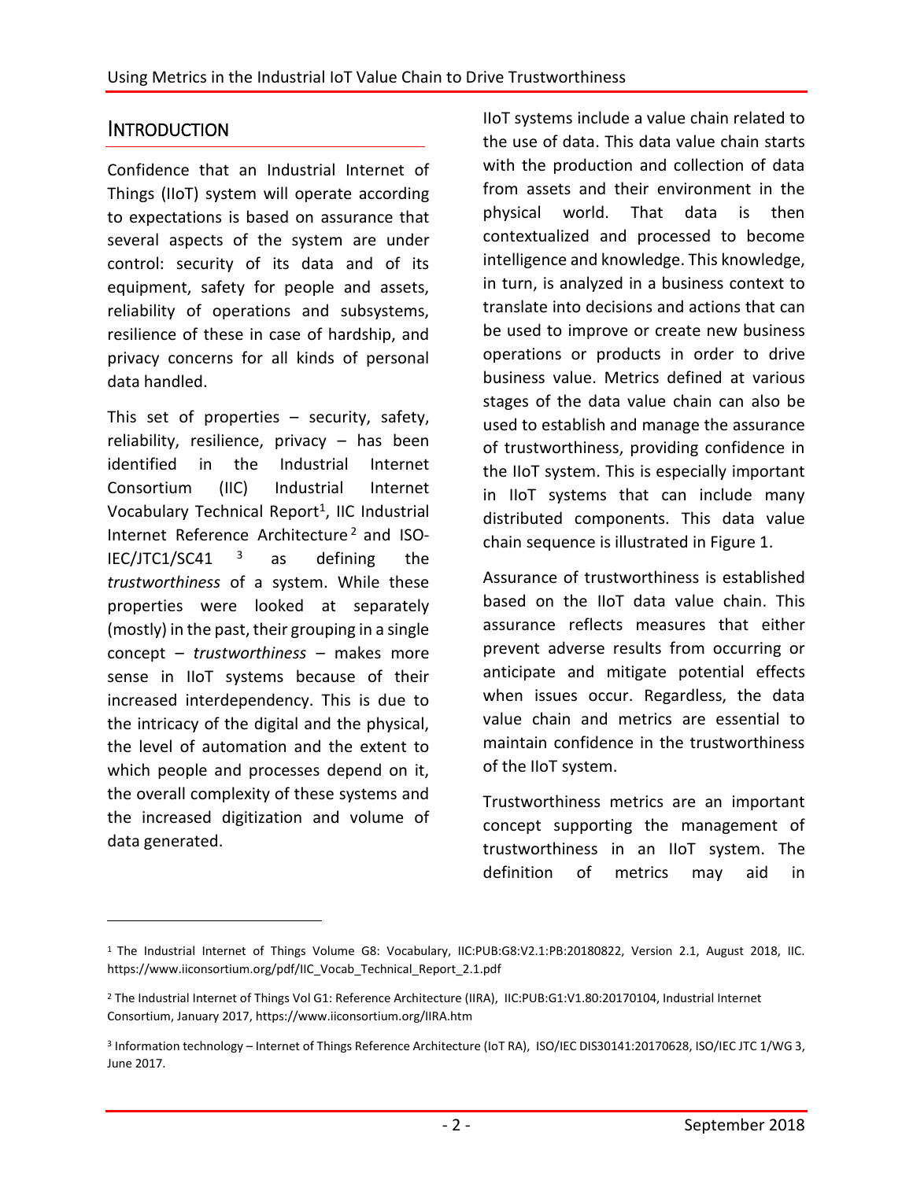## INTRODUCTION

Confidence that an Industrial Internet of Things (IIoT) system will operate according to expectations is based on assurance that several aspects of the system are under control: security of its data and of its equipment, safety for people and assets, reliability of operations and subsystems, resilience of these in case of hardship, and privacy concerns for all kinds of personal data handled.

This set of properties – security, safety, reliability, resilience, privacy – has been identified in the Industrial Internet Consortium (IIC) Industrial Internet Vocabulary Technical Report[1], IIC Industrial Internet Reference Architecture[2] and ISO-IEC/JTC1/SC41 [3] as defining the *trustworthiness* of a system. While these properties were looked at separately (mostly) in the past, their grouping in a single concept – *trustworthiness* – makes more sense in IIoT systems because of their increased interdependency. This is due to the intricacy of the digital and the physical, the level of automation and the extent to which people and processes depend on it, the overall complexity of these systems and the increased digitization and volume of data generated.

IIoT systems include a value chain related to the use of data. This data value chain starts with the production and collection of data from assets and their environment in the physical world. That data is then contextualized and processed to become intelligence and knowledge. This knowledge, in turn, is analyzed in a business context to translate into decisions and actions that can be used to improve or create new business operations or products in order to drive business value. Metrics defined at various stages of the data value chain can also be used to establish and manage the assurance of trustworthiness, providing confidence in the IIoT system. This is especially important in IIoT systems that can include many distributed components. This data value chain sequence is illustrated in Figure 1.

Assurance of trustworthiness is established based on the IIoT data value chain. This assurance reflects measures that either prevent adverse results from occurring or anticipate and mitigate potential effects when issues occur. Regardless, the data value chain and metrics are essential to maintain confidence in the trustworthiness of the IIoT system.

Trustworthiness metrics are an important concept supporting the management of trustworthiness in an IIoT system. The definition of metrics may aid in

---

[1] The Industrial Internet of Things Volume G8: Vocabulary, IIC:PUB:G8:V2.1:PB:20180822, Version 2.1, August 2018, IIC. https://www.iiconsortium.org/pdf/IIC_Vocab_Technical_Report_2.1.pdf

[2] The Industrial Internet of Things Vol G1: Reference Architecture (IIRA), IIC:PUB:G1:V1.80:20170104, Industrial Internet Consortium, January 2017, https://www.iiconsortium.org/IIRA.htm

[3] Information technology – Internet of Things Reference Architecture (IoT RA), ISO/IEC DIS30141:20170628, ISO/IEC JTC 1/WG 3, June 2017.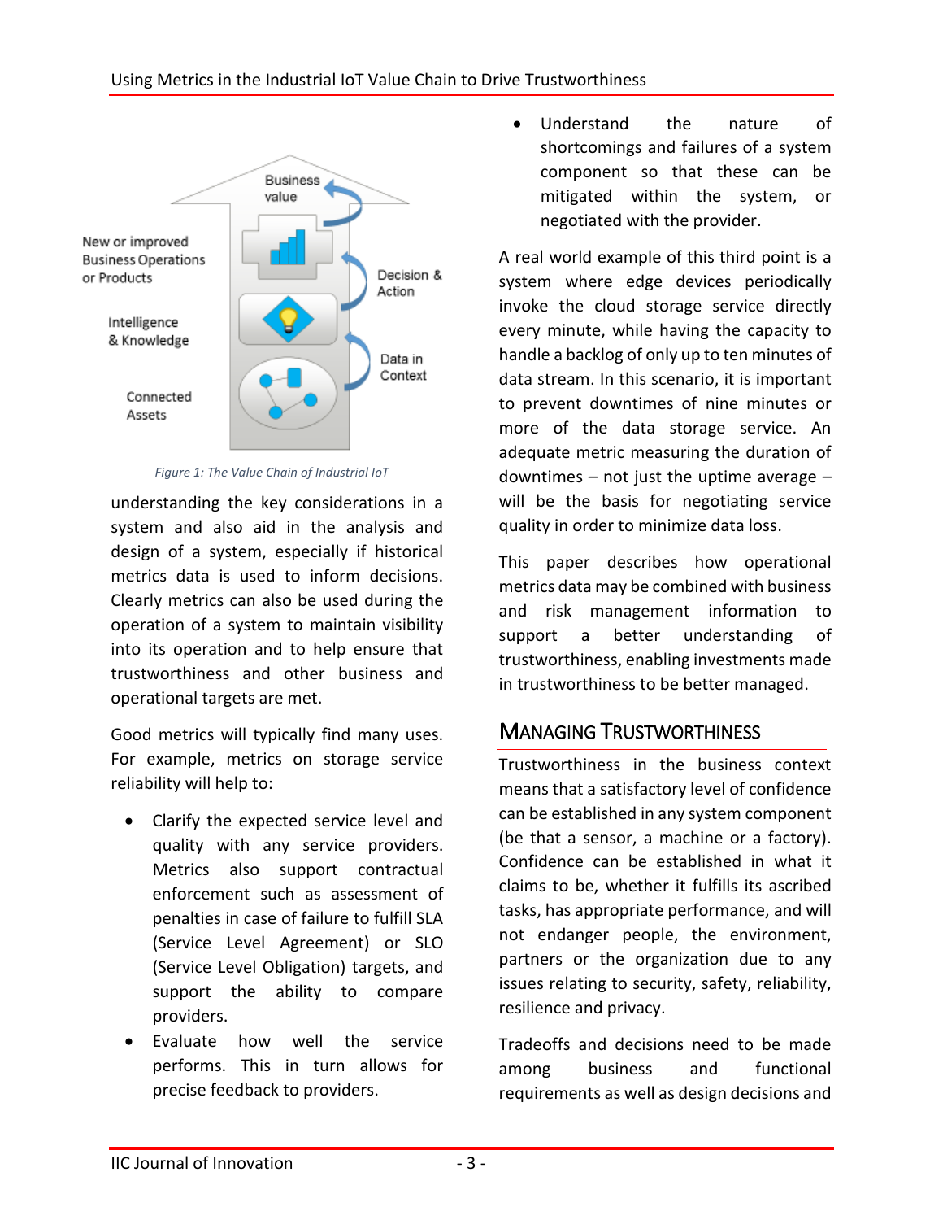Figure 1: The Value Chain of Industrial IoT

understanding the key considerations in a system and also aid in the analysis and design of a system, especially if historical metrics data is used to inform decisions. Clearly metrics can also be used during the operation of a system to maintain visibility into its operation and to help ensure that trustworthiness and other business and operational targets are met.

Good metrics will typically find many uses. For example, metrics on storage service reliability will help to:

- Clarify the expected service level and quality with any service providers. Metrics also support contractual enforcement such as assessment of penalties in case of failure to fulfill SLA (Service Level Agreement) or SLO (Service Level Obligation) targets, and support the ability to compare providers.
- Evaluate how well the service performs. This in turn allows for precise feedback to providers.
- Understand the nature of shortcomings and failures of a system component so that these can be mitigated within the system, or negotiated with the provider.

A real world example of this third point is a system where edge devices periodically invoke the cloud storage service directly every minute, while having the capacity to handle a backlog of only up to ten minutes of data stream. In this scenario, it is important to prevent downtimes of nine minutes or more of the data storage service. An adequate metric measuring the duration of downtimes – not just the uptime average – will be the basis for negotiating service quality in order to minimize data loss.

This paper describes how operational metrics data may be combined with business and risk management information to support a better understanding of trustworthiness, enabling investments made in trustworthiness to be better managed.

## Managing Trustworthiness

Trustworthiness in the business context means that a satisfactory level of confidence can be established in any system component (be that a sensor, a machine or a factory). Confidence can be established in what it claims to be, whether it fulfills its ascribed tasks, has appropriate performance, and will not endanger people, the environment, partners or the organization due to any issues relating to security, safety, reliability, resilience and privacy.

Tradeoffs and decisions need to be made among business and functional requirements as well as design decisions and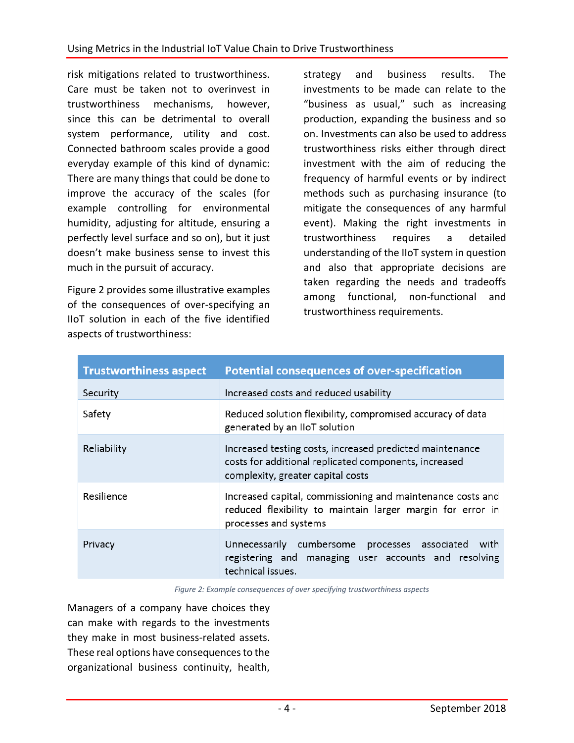risk mitigations related to trustworthiness. Care must be taken not to overinvest in trustworthiness mechanisms, however, since this can be detrimental to overall system performance, utility and cost. Connected bathroom scales provide a good everyday example of this kind of dynamic: There are many things that could be done to improve the accuracy of the scales (for example controlling for environmental humidity, adjusting for altitude, ensuring a perfectly level surface and so on), but it just doesn't make business sense to invest this much in the pursuit of accuracy.

Figure 2 provides some illustrative examples of the consequences of over-specifying an IIoT solution in each of the five identified aspects of trustworthiness:

| Trustworthiness aspect | Potential consequences of over-specification |
| --- | --- |
| Security | Increased costs and reduced usability |
| Safety | Reduced solution flexibility, compromised accuracy of data generated by an IIoT solution |
| Reliability | Increased testing costs, increased predicted maintenance costs for additional replicated components, increased complexity, greater capital costs |
| Resilience | Increased capital, commissioning and maintenance costs and reduced flexibility to maintain larger margin for error in processes and systems |
| Privacy | Unnecessarily cumbersome processes associated with registering and managing user accounts and resolving technical issues. |

*Figure 2: Example consequences of over specifying trustworthiness aspects*

Managers of a company have choices they can make with regards to the investments they make in most business-related assets. These real options have consequences to the organizational business continuity, health, strategy and business results. The investments to be made can relate to the "business as usual," such as increasing production, expanding the business and so on. Investments can also be used to address trustworthiness risks either through direct investment with the aim of reducing the frequency of harmful events or by indirect methods such as purchasing insurance (to mitigate the consequences of any harmful event). Making the right investments in trustworthiness requires a detailed understanding of the IIoT system in question and also that appropriate decisions are taken regarding the needs and tradeoffs among functional, non-functional and trustworthiness requirements.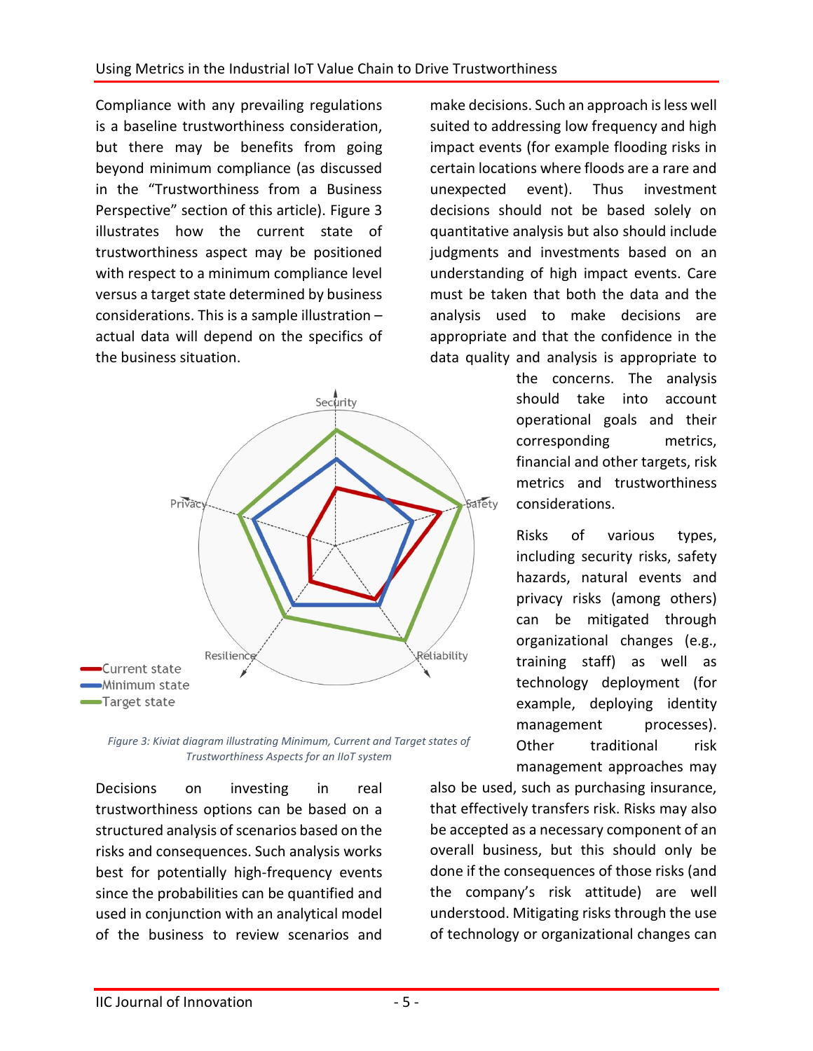Compliance with any prevailing regulations is a baseline trustworthiness consideration, but there may be benefits from going beyond minimum compliance (as discussed in the "Trustworthiness from a Business Perspective" section of this article). Figure 3 illustrates how the current state of trustworthiness aspect may be positioned with respect to a minimum compliance level versus a target state determined by business considerations. This is a sample illustration – actual data will depend on the specifics of the business situation.

*Figure 3: Kiviat diagram illustrating Minimum, Current and Target states of Trustworthiness Aspects for an IIoT system*

Decisions on investing in real trustworthiness options can be based on a structured analysis of scenarios based on the risks and consequences. Such analysis works best for potentially high-frequency events since the probabilities can be quantified and used in conjunction with an analytical model of the business to review scenarios and make decisions. Such an approach is less well suited to addressing low frequency and high impact events (for example flooding risks in certain locations where floods are a rare and unexpected event). Thus investment decisions should not be based solely on quantitative analysis but also should include judgments and investments based on an understanding of high impact events. Care must be taken that both the data and the analysis used to make decisions are appropriate and that the confidence in the data quality and analysis is appropriate to the concerns. The analysis should take into account operational goals and their corresponding metrics, financial and other targets, risk metrics and trustworthiness considerations.

Risks of various types, including security risks, safety hazards, natural events and privacy risks (among others) can be mitigated through organizational changes (e.g., training staff) as well as technology deployment (for example, deploying identity management processes). Other traditional risk management approaches may also be used, such as purchasing insurance, that effectively transfers risk. Risks may also be accepted as a necessary component of an overall business, but this should only be done if the consequences of those risks (and the company's risk attitude) are well understood. Mitigating risks through the use of technology or organizational changes can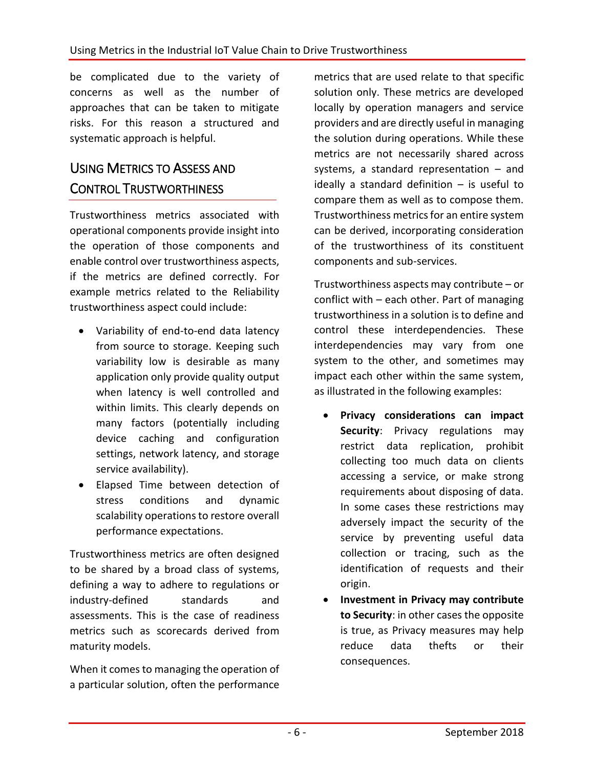be complicated due to the variety of concerns as well as the number of approaches that can be taken to mitigate risks. For this reason a structured and systematic approach is helpful.

## Using Metrics to Assess and Control Trustworthiness

Trustworthiness metrics associated with operational components provide insight into the operation of those components and enable control over trustworthiness aspects, if the metrics are defined correctly. For example metrics related to the Reliability trustworthiness aspect could include:

- Variability of end-to-end data latency from source to storage. Keeping such variability low is desirable as many application only provide quality output when latency is well controlled and within limits. This clearly depends on many factors (potentially including device caching and configuration settings, network latency, and storage service availability).
- Elapsed Time between detection of stress conditions and dynamic scalability operations to restore overall performance expectations.

Trustworthiness metrics are often designed to be shared by a broad class of systems, defining a way to adhere to regulations or industry-defined standards and assessments. This is the case of readiness metrics such as scorecards derived from maturity models.

When it comes to managing the operation of a particular solution, often the performance metrics that are used relate to that specific solution only. These metrics are developed locally by operation managers and service providers and are directly useful in managing the solution during operations. While these metrics are not necessarily shared across systems, a standard representation – and ideally a standard definition – is useful to compare them as well as to compose them. Trustworthiness metrics for an entire system can be derived, incorporating consideration of the trustworthiness of its constituent components and sub-services.

Trustworthiness aspects may contribute – or conflict with – each other. Part of managing trustworthiness in a solution is to define and control these interdependencies. These interdependencies may vary from one system to the other, and sometimes may impact each other within the same system, as illustrated in the following examples:

- **Privacy considerations can impact Security**: Privacy regulations may restrict data replication, prohibit collecting too much data on clients accessing a service, or make strong requirements about disposing of data. In some cases these restrictions may adversely impact the security of the service by preventing useful data collection or tracing, such as the identification of requests and their origin.
- **Investment in Privacy may contribute to Security**: in other cases the opposite is true, as Privacy measures may help reduce data thefts or their consequences.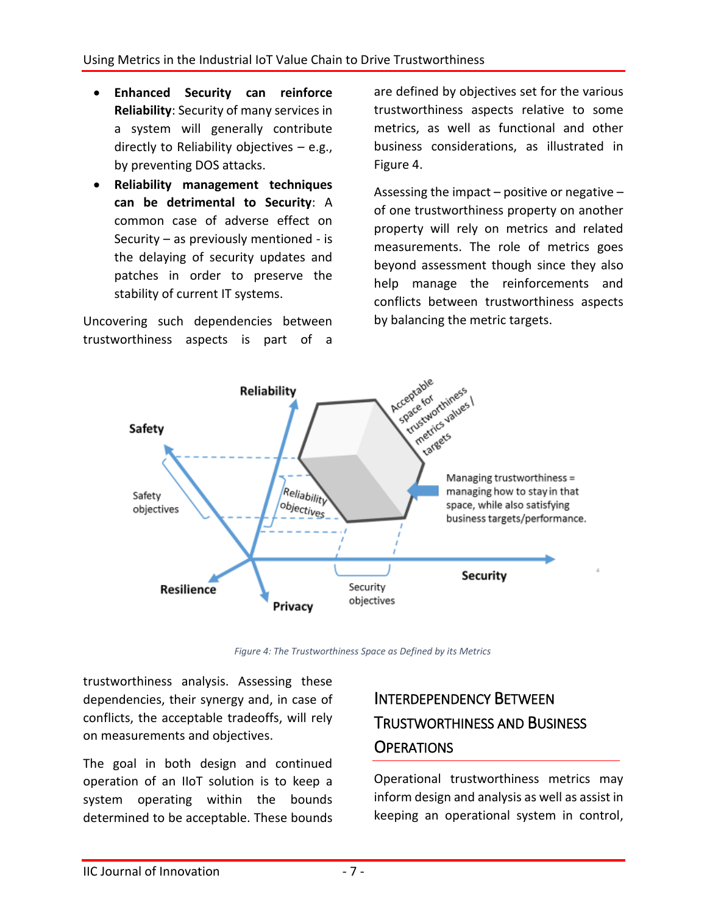- **Enhanced Security can reinforce Reliability**: Security of many services in a system will generally contribute directly to Reliability objectives – e.g., by preventing DOS attacks.
- **Reliability management techniques can be detrimental to Security**: A common case of adverse effect on Security – as previously mentioned - is the delaying of security updates and patches in order to preserve the stability of current IT systems.

Uncovering such dependencies between trustworthiness aspects is part of a trustworthiness analysis. Assessing these dependencies, their synergy and, in case of conflicts, the acceptable tradeoffs, will rely on measurements and objectives.

The goal in both design and continued operation of an IIoT solution is to keep a system operating within the bounds determined to be acceptable. These bounds are defined by objectives set for the various trustworthiness aspects relative to some metrics, as well as functional and other business considerations, as illustrated in Figure 4.

Assessing the impact – positive or negative – of one trustworthiness property on another property will rely on metrics and related measurements. The role of metrics goes beyond assessment though since they also help manage the reinforcements and conflicts between trustworthiness aspects by balancing the metric targets.

*Figure 4: The Trustworthiness Space as Defined by its Metrics*

## Interdependency Between Trustworthiness and Business Operations

Operational trustworthiness metrics may inform design and analysis as well as assist in keeping an operational system in control,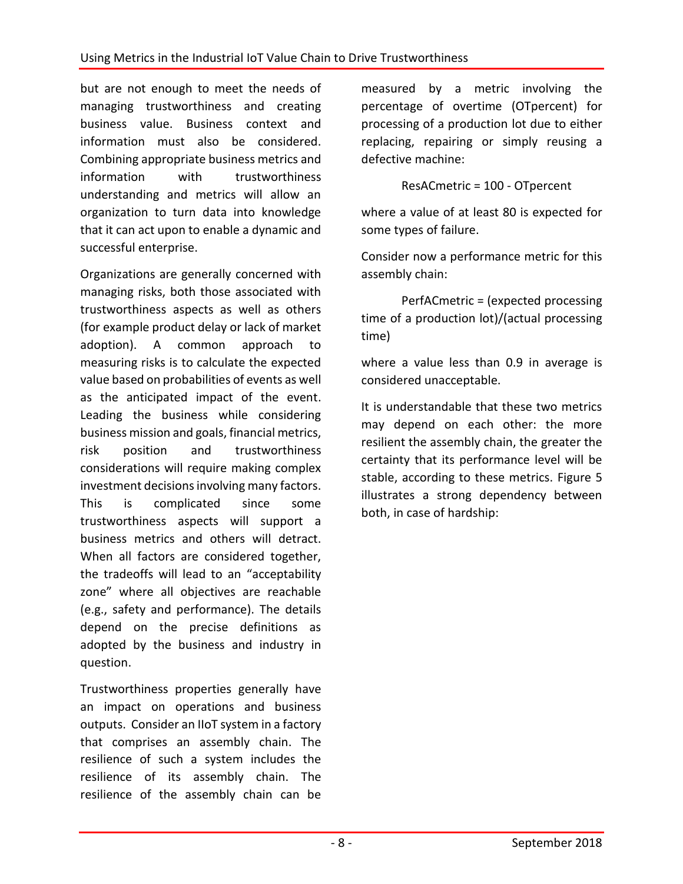but are not enough to meet the needs of managing trustworthiness and creating business value. Business context and information must also be considered. Combining appropriate business metrics and information with trustworthiness understanding and metrics will allow an organization to turn data into knowledge that it can act upon to enable a dynamic and successful enterprise.

Organizations are generally concerned with managing risks, both those associated with trustworthiness aspects as well as others (for example product delay or lack of market adoption). A common approach to measuring risks is to calculate the expected value based on probabilities of events as well as the anticipated impact of the event. Leading the business while considering business mission and goals, financial metrics, risk position and trustworthiness considerations will require making complex investment decisions involving many factors. This is complicated since some trustworthiness aspects will support a business metrics and others will detract. When all factors are considered together, the tradeoffs will lead to an "acceptability zone" where all objectives are reachable (e.g., safety and performance). The details depend on the precise definitions as adopted by the business and industry in question.

Trustworthiness properties generally have an impact on operations and business outputs. Consider an IIoT system in a factory that comprises an assembly chain. The resilience of such a system includes the resilience of its assembly chain. The resilience of the assembly chain can be measured by a metric involving the percentage of overtime (OTpercent) for processing of a production lot due to either replacing, repairing or simply reusing a defective machine:

ResACmetric = 100 - OTpercent

where a value of at least 80 is expected for some types of failure.

Consider now a performance metric for this assembly chain:

PerfACmetric = (expected processing time of a production lot)/(actual processing time)

where a value less than 0.9 in average is considered unacceptable.

It is understandable that these two metrics may depend on each other: the more resilient the assembly chain, the greater the certainty that its performance level will be stable, according to these metrics. Figure 5 illustrates a strong dependency between both, in case of hardship: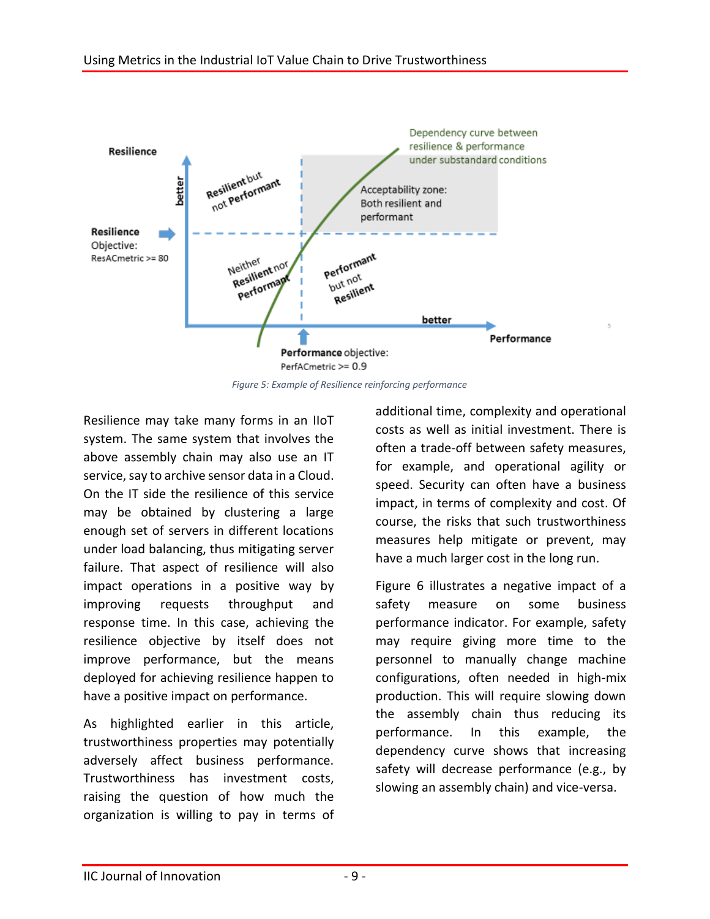*Figure 5: Example of Resilience reinforcing performance*

Resilience may take many forms in an IIoT system. The same system that involves the above assembly chain may also use an IT service, say to archive sensor data in a Cloud. On the IT side the resilience of this service may be obtained by clustering a large enough set of servers in different locations under load balancing, thus mitigating server failure. That aspect of resilience will also impact operations in a positive way by improving requests throughput and response time. In this case, achieving the resilience objective by itself does not improve performance, but the means deployed for achieving resilience happen to have a positive impact on performance.

As highlighted earlier in this article, trustworthiness properties may potentially adversely affect business performance. Trustworthiness has investment costs, raising the question of how much the organization is willing to pay in terms of additional time, complexity and operational costs as well as initial investment. There is often a trade-off between safety measures, for example, and operational agility or speed. Security can often have a business impact, in terms of complexity and cost. Of course, the risks that such trustworthiness measures help mitigate or prevent, may have a much larger cost in the long run.

Figure 6 illustrates a negative impact of a safety measure on some business performance indicator. For example, safety may require giving more time to the personnel to manually change machine configurations, often needed in high-mix production. This will require slowing down the assembly chain thus reducing its performance. In this example, the dependency curve shows that increasing safety will decrease performance (e.g., by slowing an assembly chain) and vice-versa.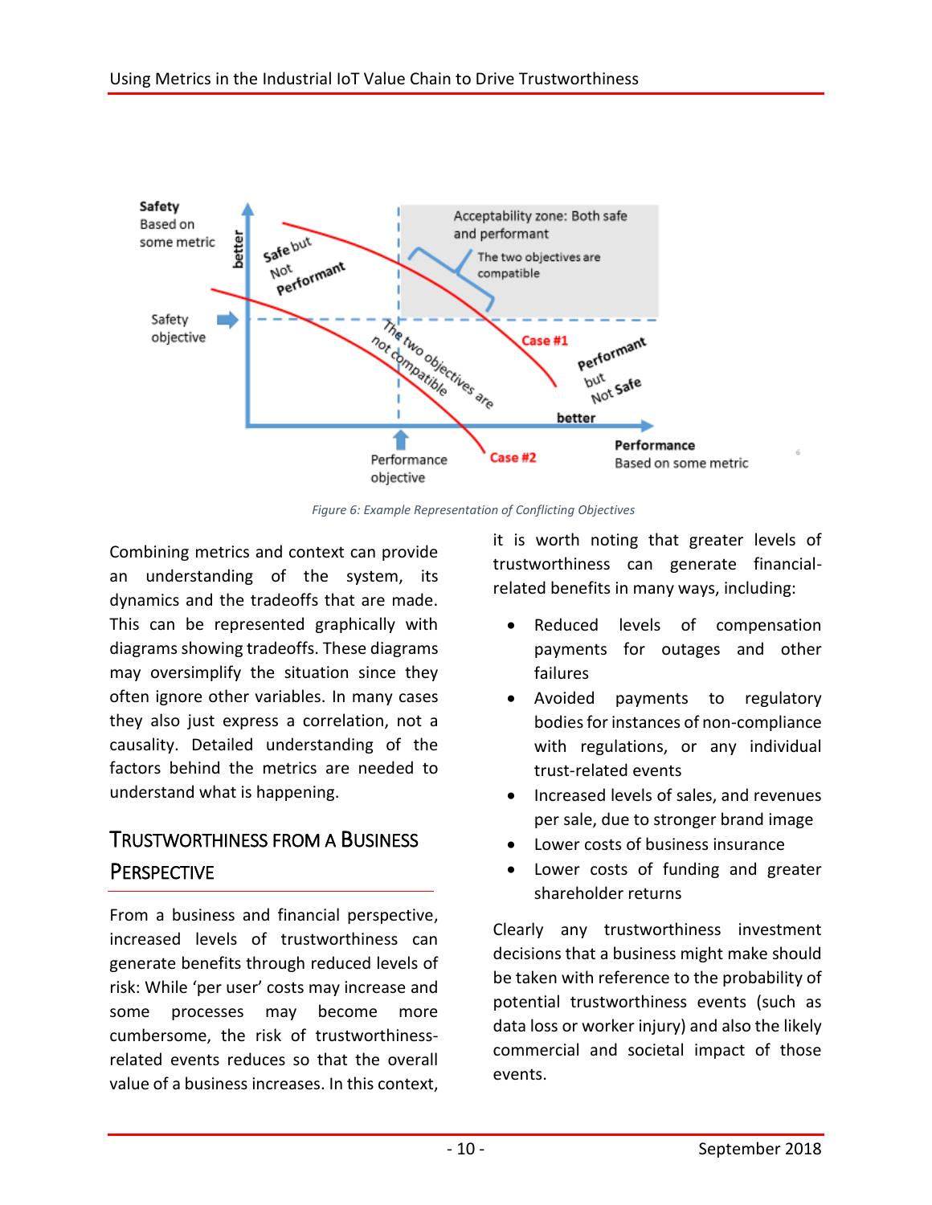*Figure 6: Example Representation of Conflicting Objectives*

Combining metrics and context can provide an understanding of the system, its dynamics and the tradeoffs that are made. This can be represented graphically with diagrams showing tradeoffs. These diagrams may oversimplify the situation since they often ignore other variables. In many cases they also just express a correlation, not a causality. Detailed understanding of the factors behind the metrics are needed to understand what is happening.

## TRUSTWORTHINESS FROM A BUSINESS PERSPECTIVE

From a business and financial perspective, increased levels of trustworthiness can generate benefits through reduced levels of risk: While 'per user' costs may increase and some processes may become more cumbersome, the risk of trustworthiness-related events reduces so that the overall value of a business increases. In this context, it is worth noting that greater levels of trustworthiness can generate financial-related benefits in many ways, including:

- Reduced levels of compensation payments for outages and other failures
- Avoided payments to regulatory bodies for instances of non-compliance with regulations, or any individual trust-related events
- Increased levels of sales, and revenues per sale, due to stronger brand image
- Lower costs of business insurance
- Lower costs of funding and greater shareholder returns

Clearly any trustworthiness investment decisions that a business might make should be taken with reference to the probability of potential trustworthiness events (such as data loss or worker injury) and also the likely commercial and societal impact of those events.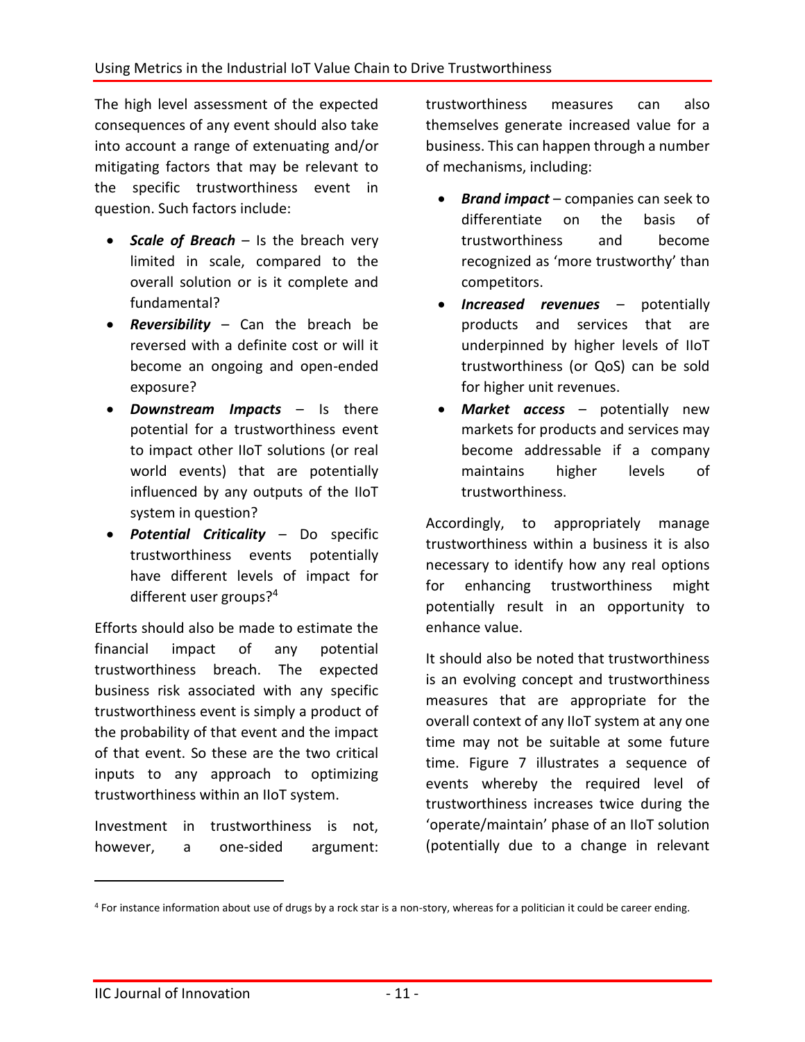The high level assessment of the expected consequences of any event should also take into account a range of extenuating and/or mitigating factors that may be relevant to the specific trustworthiness event in question. Such factors include:

- ***Scale of Breach*** – Is the breach very limited in scale, compared to the overall solution or is it complete and fundamental?
- ***Reversibility*** – Can the breach be reversed with a definite cost or will it become an ongoing and open-ended exposure?
- ***Downstream Impacts*** – Is there potential for a trustworthiness event to impact other IIoT solutions (or real world events) that are potentially influenced by any outputs of the IIoT system in question?
- ***Potential Criticality*** – Do specific trustworthiness events potentially have different levels of impact for different user groups?[4]

Efforts should also be made to estimate the financial impact of any potential trustworthiness breach. The expected business risk associated with any specific trustworthiness event is simply a product of the probability of that event and the impact of that event. So these are the two critical inputs to any approach to optimizing trustworthiness within an IIoT system.

Investment in trustworthiness is not, however, a one-sided argument: trustworthiness measures can also themselves generate increased value for a business. This can happen through a number of mechanisms, including:

- ***Brand impact*** – companies can seek to differentiate on the basis of trustworthiness and become recognized as 'more trustworthy' than competitors.
- ***Increased revenues*** – potentially products and services that are underpinned by higher levels of IIoT trustworthiness (or QoS) can be sold for higher unit revenues.
- ***Market access*** – potentially new markets for products and services may become addressable if a company maintains higher levels of trustworthiness.

Accordingly, to appropriately manage trustworthiness within a business it is also necessary to identify how any real options for enhancing trustworthiness might potentially result in an opportunity to enhance value.

It should also be noted that trustworthiness is an evolving concept and trustworthiness measures that are appropriate for the overall context of any IIoT system at any one time may not be suitable at some future time. Figure 7 illustrates a sequence of events whereby the required level of trustworthiness increases twice during the 'operate/maintain' phase of an IIoT solution (potentially due to a change in relevant

---

[4] For instance information about use of drugs by a rock star is a non-story, whereas for a politician it could be career ending.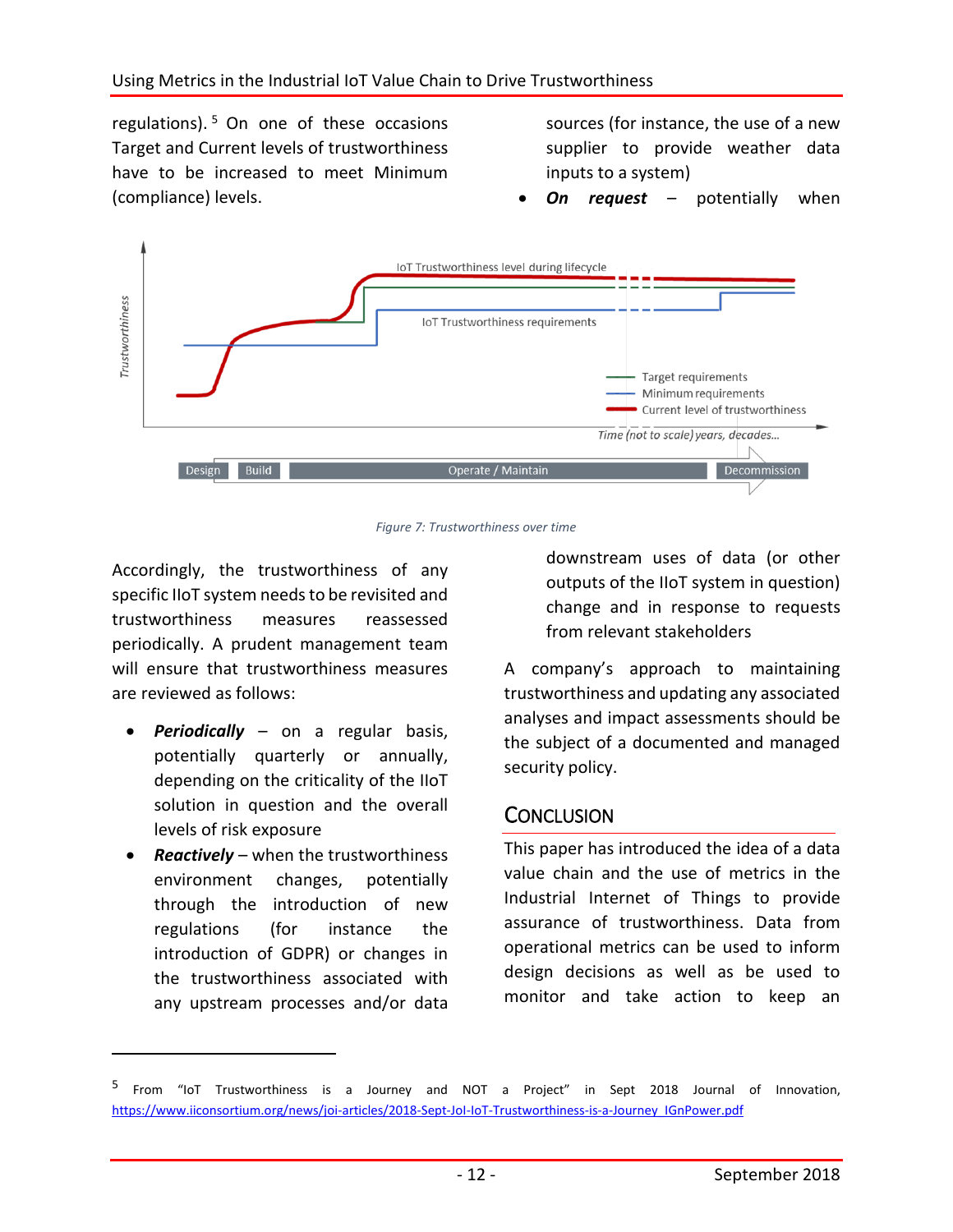regulations).[5] On one of these occasions Target and Current levels of trustworthiness have to be increased to meet Minimum (compliance) levels.

Figure 7: Trustworthiness over time

Accordingly, the trustworthiness of any specific IIoT system needs to be revisited and trustworthiness measures reassessed periodically. A prudent management team will ensure that trustworthiness measures are reviewed as follows:

- ***Periodically*** – on a regular basis, potentially quarterly or annually, depending on the criticality of the IIoT solution in question and the overall levels of risk exposure
- ***Reactively*** – when the trustworthiness environment changes, potentially through the introduction of new regulations (for instance the introduction of GDPR) or changes in the trustworthiness associated with any upstream processes and/or data sources (for instance, the use of a new supplier to provide weather data inputs to a system)
- ***On request*** – potentially when downstream uses of data (or other outputs of the IIoT system in question) change and in response to requests from relevant stakeholders

A company's approach to maintaining trustworthiness and updating any associated analyses and impact assessments should be the subject of a documented and managed security policy.

## Conclusion

This paper has introduced the idea of a data value chain and the use of metrics in the Industrial Internet of Things to provide assurance of trustworthiness. Data from operational metrics can be used to inform design decisions as well as be used to monitor and take action to keep an

[5] From "IoT Trustworthiness is a Journey and NOT a Project" in Sept 2018 Journal of Innovation, https://www.iiconsortium.org/news/joi-articles/2018-Sept-JoI-IoT-Trustworthiness-is-a-Journey_IGnPower.pdf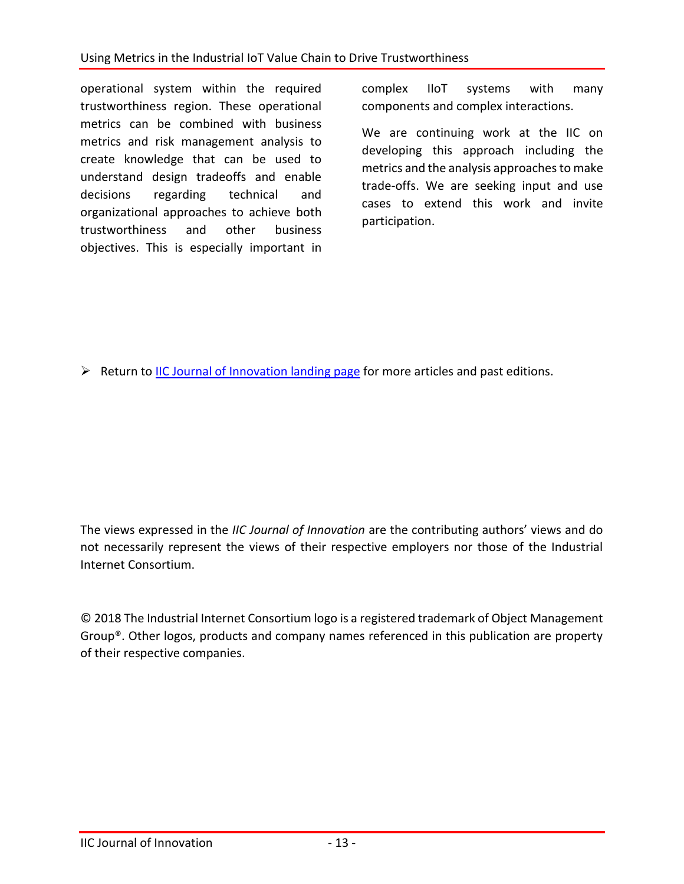operational system within the required trustworthiness region. These operational metrics can be combined with business metrics and risk management analysis to create knowledge that can be used to understand design tradeoffs and enable decisions regarding technical and organizational approaches to achieve both trustworthiness and other business objectives. This is especially important in complex IIoT systems with many components and complex interactions.

We are continuing work at the IIC on developing this approach including the metrics and the analysis approaches to make trade-offs. We are seeking input and use cases to extend this work and invite participation.

➢ Return to IIC Journal of Innovation landing page for more articles and past editions.

The views expressed in the *IIC Journal of Innovation* are the contributing authors' views and do not necessarily represent the views of their respective employers nor those of the Industrial Internet Consortium.

© 2018 The Industrial Internet Consortium logo is a registered trademark of Object Management Group®. Other logos, products and company names referenced in this publication are property of their respective companies.